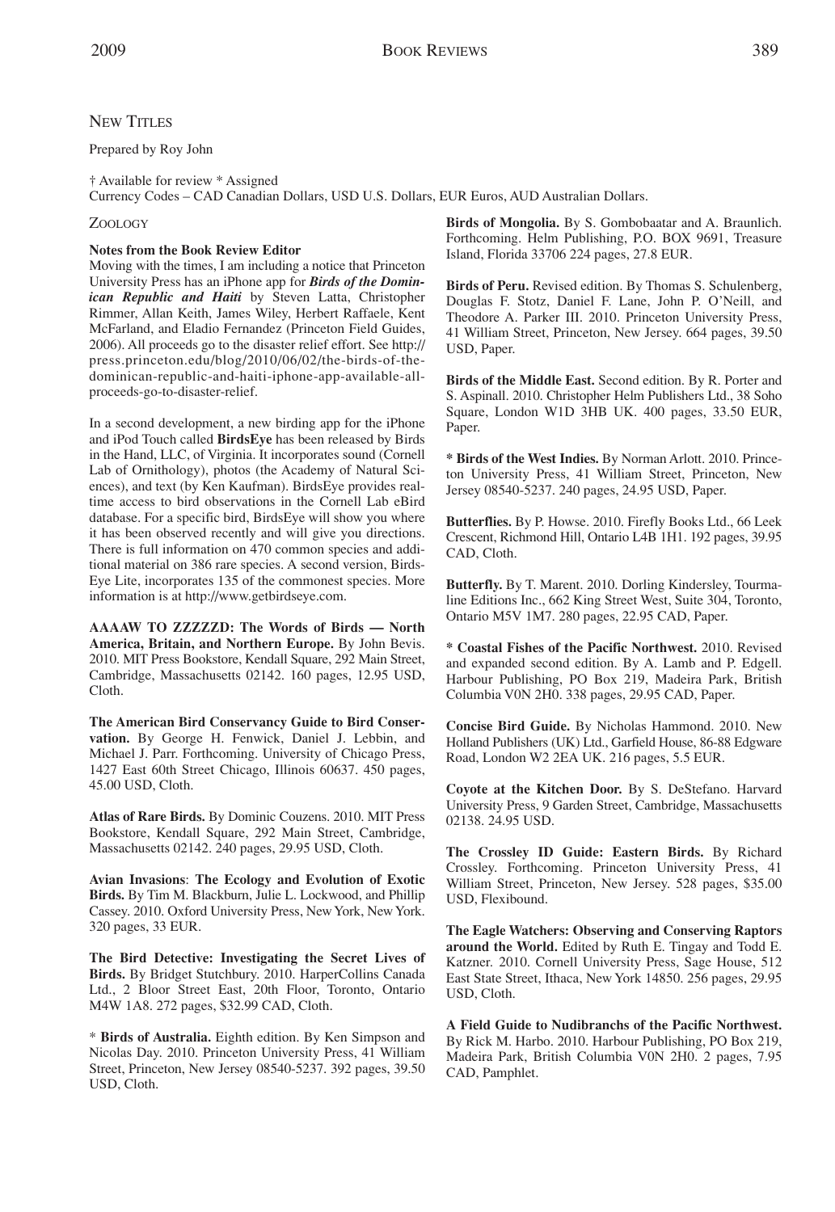## New Titles

Prepared by Roy John

† Available for review * Assigned
Currency Codes – CAD Canadian Dollars, USD U.S. Dollars, EUR Euros, AUD Australian Dollars.

### Zoology

**Notes from the Book Review Editor**
Moving with the times, I am including a notice that Princeton University Press has an iPhone app for ***Birds of the Dominican Republic and Haiti*** by Steven Latta, Christopher Rimmer, Allan Keith, James Wiley, Herbert Raffaele, Kent McFarland, and Eladio Fernandez (Princeton Field Guides, 2006). All proceeds go to the disaster relief effort. See http://press.princeton.edu/blog/2010/06/02/the-birds-of-the-dominican-republic-and-haiti-iphone-app-available-all-proceeds-go-to-disaster-relief.

In a second development, a new birding app for the iPhone and iPod Touch called **BirdsEye** has been released by Birds in the Hand, LLC, of Virginia. It incorporates sound (Cornell Lab of Ornithology), photos (the Academy of Natural Sciences), and text (by Ken Kaufman). BirdsEye provides real-time access to bird observations in the Cornell Lab eBird database. For a specific bird, BirdsEye will show you where it has been observed recently and will give you directions. There is full information on 470 common species and additional material on 386 rare species. A second version, BirdsEye Lite, incorporates 135 of the commonest species. More information is at http://www.getbirdseye.com.

**AAAAW TO ZZZZZD: The Words of Birds — North America, Britain, and Northern Europe.** By John Bevis. 2010. MIT Press Bookstore, Kendall Square, 292 Main Street, Cambridge, Massachusetts 02142. 160 pages, 12.95 USD, Cloth.

**The American Bird Conservancy Guide to Bird Conservation.** By George H. Fenwick, Daniel J. Lebbin, and Michael J. Parr. Forthcoming. University of Chicago Press, 1427 East 60th Street Chicago, Illinois 60637. 450 pages, 45.00 USD, Cloth.

**Atlas of Rare Birds.** By Dominic Couzens. 2010. MIT Press Bookstore, Kendall Square, 292 Main Street, Cambridge, Massachusetts 02142. 240 pages, 29.95 USD, Cloth.

**Avian Invasions**: **The Ecology and Evolution of Exotic Birds.** By Tim M. Blackburn, Julie L. Lockwood, and Phillip Cassey. 2010. Oxford University Press, New York, New York. 320 pages, 33 EUR.

**The Bird Detective: Investigating the Secret Lives of Birds.** By Bridget Stutchbury. 2010. HarperCollins Canada Ltd., 2 Bloor Street East, 20th Floor, Toronto, Ontario M4W 1A8. 272 pages, $32.99 CAD, Cloth.

* **Birds of Australia.** Eighth edition. By Ken Simpson and Nicolas Day. 2010. Princeton University Press, 41 William Street, Princeton, New Jersey 08540-5237. 392 pages, 39.50 USD, Cloth.

**Birds of Mongolia.** By S. Gombobaatar and A. Braunlich. Forthcoming. Helm Publishing, P.O. BOX 9691, Treasure Island, Florida 33706 224 pages, 27.8 EUR.

**Birds of Peru.** Revised edition. By Thomas S. Schulenberg, Douglas F. Stotz, Daniel F. Lane, John P. O'Neill, and Theodore A. Parker III. 2010. Princeton University Press, 41 William Street, Princeton, New Jersey. 664 pages, 39.50 USD, Paper.

**Birds of the Middle East.** Second edition. By R. Porter and S. Aspinall. 2010. Christopher Helm Publishers Ltd., 38 Soho Square, London W1D 3HB UK. 400 pages, 33.50 EUR, Paper.

**\* Birds of the West Indies.** By Norman Arlott. 2010. Princeton University Press, 41 William Street, Princeton, New Jersey 08540-5237. 240 pages, 24.95 USD, Paper.

**Butterflies.** By P. Howse. 2010. Firefly Books Ltd., 66 Leek Crescent, Richmond Hill, Ontario L4B 1H1. 192 pages, 39.95 CAD, Cloth.

**Butterfly.** By T. Marent. 2010. Dorling Kindersley, Tourmaline Editions Inc., 662 King Street West, Suite 304, Toronto, Ontario M5V 1M7. 280 pages, 22.95 CAD, Paper.

**\* Coastal Fishes of the Pacific Northwest.** 2010. Revised and expanded second edition. By A. Lamb and P. Edgell. Harbour Publishing, PO Box 219, Madeira Park, British Columbia V0N 2H0. 338 pages, 29.95 CAD, Paper.

**Concise Bird Guide.** By Nicholas Hammond. 2010. New Holland Publishers (UK) Ltd., Garfield House, 86-88 Edgware Road, London W2 2EA UK. 216 pages, 5.5 EUR.

**Coyote at the Kitchen Door.** By S. DeStefano. Harvard University Press, 9 Garden Street, Cambridge, Massachusetts 02138. 24.95 USD.

**The Crossley ID Guide: Eastern Birds.** By Richard Crossley. Forthcoming. Princeton University Press, 41 William Street, Princeton, New Jersey. 528 pages, $35.00 USD, Flexibound.

**The Eagle Watchers: Observing and Conserving Raptors around the World.** Edited by Ruth E. Tingay and Todd E. Katzner. 2010. Cornell University Press, Sage House, 512 East State Street, Ithaca, New York 14850. 256 pages, 29.95 USD, Cloth.

**A Field Guide to Nudibranchs of the Pacific Northwest.** By Rick M. Harbo. 2010. Harbour Publishing, PO Box 219, Madeira Park, British Columbia V0N 2H0. 2 pages, 7.95 CAD, Pamphlet.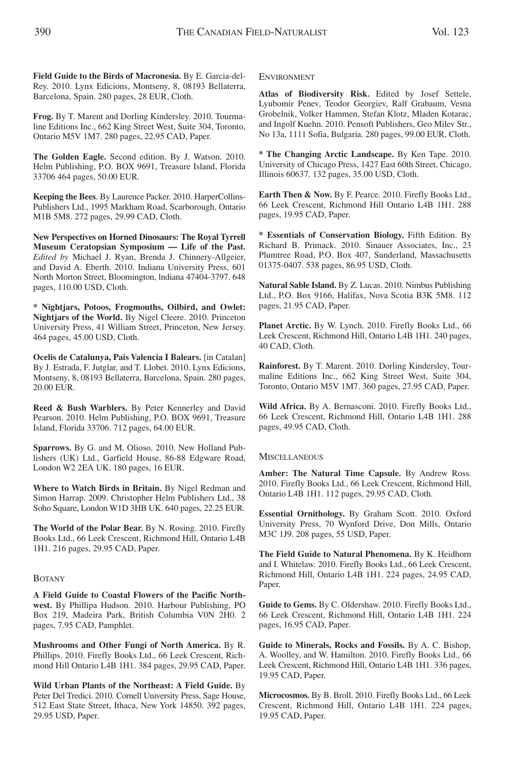**Field Guide to the Birds of Macronesia.** By E. Garcia-del-Rey. 2010. Lynx Edicions, Montseny, 8, 08193 Bellaterra, Barcelona, Spain. 280 pages, 28 EUR, Cloth.

**Frog.** By T. Marent and Dorling Kindersley. 2010. Tourmaline Editions Inc., 662 King Street West, Suite 304, Toronto, Ontario M5V 1M7. 280 pages, 22.95 CAD, Paper.

**The Golden Eagle.** Second edition. By J. Watson. 2010. Helm Publishing, P.O. BOX 9691, Treasure Island, Florida 33706 464 pages, 50.00 EUR.

**Keeping the Bees**. By Laurence Packer. 2010. HarperCollins-Publishers Ltd., 1995 Markham Road, Scarborough, Ontario M1B 5M8. 272 pages, 29.99 CAD, Cloth.

**New Perspectives on Horned Dinosaurs: The Royal Tyrrell Museum Ceratopsian Symposium — Life of the Past.** *Edited by* Michael J. Ryan, Brenda J. Chinnery-Allgeier, and David A. Eberth. 2010. Indiana University Press, 601 North Morton Street, Bloomington, Indiana 47404-3797. 648 pages, 110.00 USD, Cloth.

**\* Nightjars, Potoos, Frogmouths, Oilbird, and Owlet: Nightjars of the World.** By Nigel Cleere. 2010. Princeton University Press, 41 William Street, Princeton, New Jersey. 464 pages, 45.00 USD, Cloth.

**Ocelis de Catalunya, Pais Valencia I Balears.** [in Catalan] By J. Estrada, F. Jutglar, and T. Llobet. 2010. Lynx Edicions, Montseny, 8, 08193 Bellaterra, Barcelona, Spain. 280 pages, 20.00 EUR.

**Reed & Bush Warblers.** By Peter Kennerley and David Pearson. 2010. Helm Publishing, P.O. BOX 9691, Treasure Island, Florida 33706. 712 pages, 64.00 EUR.

**Sparrows.** By G. and M. Olioso. 2010. New Holland Publishers (UK) Ltd., Garfield House, 86-88 Edgware Road, London W2 2EA UK. 180 pages, 16 EUR.

**Where to Watch Birds in Britain.** By Nigel Redman and Simon Harrap. 2009. Christopher Helm Publishers Ltd., 38 Soho Square, London W1D 3HB UK. 640 pages, 22.25 EUR.

**The World of the Polar Bear.** By N. Rosing. 2010. Firefly Books Ltd., 66 Leek Crescent, Richmond Hill, Ontario L4B 1H1. 216 pages, 29.95 CAD, Paper.

## Botany

**A Field Guide to Coastal Flowers of the Pacific Northwest.** By Phillipa Hudson. 2010. Harbour Publishing, PO Box 219, Madeira Park, British Columbia V0N 2H0. 2 pages, 7.95 CAD, Pamphlet.

**Mushrooms and Other Fungi of North America.** By R. Phillips. 2010. Firefly Books Ltd., 66 Leek Crescent, Richmond Hill Ontario L4B 1H1. 384 pages, 29.95 CAD, Paper.

**Wild Urban Plants of the Northeast: A Field Guide.** By Peter Del Tredici. 2010. Cornell University Press, Sage House, 512 East State Street, Ithaca, New York 14850. 392 pages, 29.95 USD, Paper.

## Environment

**Atlas of Biodiversity Risk.** Edited by Josef Settele, Lyubomir Penev, Teodor Georgiev, Ralf Grabaum, Vesna Grobelnik, Volker Hammen, Stefan Klotz, Mladen Kotarac, and Ingolf Kuehn. 2010. Pensoft Publishers, Geo Milev Str., No 13a, 1111 Sofia, Bulgaria. 280 pages, 99.00 EUR, Cloth.

**\* The Changing Arctic Landscape.** By Ken Tape. 2010. University of Chicago Press, 1427 East 60th Street, Chicago, Illinois 60637. 132 pages, 35.00 USD, Cloth.

**Earth Then & Now.** By F. Pearce. 2010. Firefly Books Ltd., 66 Leek Crescent, Richmond Hill Ontario L4B 1H1. 288 pages, 19.95 CAD, Paper.

**\* Essentials of Conservation Biology.** Fifth Edition. By Richard B. Primack. 2010. Sinauer Associates, Inc., 23 Plumtree Road, P.O. Box 407, Sunderland, Massachusetts 01375-0407. 538 pages, 86.95 USD, Cloth.

**Natural Sable Island.** By Z. Lucas. 2010. Nimbus Publishing Ltd., P.O. Box 9166, Halifax, Nova Scotia B3K 5M8. 112 pages, 21.95 CAD, Paper.

**Planet Arctic.** By W. Lynch. 2010. Firefly Books Ltd., 66 Leek Crescent, Richmond Hill, Ontario L4B 1H1. 240 pages, 40 CAD, Cloth.

**Rainforest.** By T. Marent. 2010. Dorling Kindersley, Tourmaline Editions Inc., 662 King Street West, Suite 304, Toronto, Ontario M5V 1M7. 360 pages, 27.95 CAD, Paper.

**Wild Africa.** By A. Bernasconi. 2010. Firefly Books Ltd., 66 Leek Crescent, Richmond Hill, Ontario L4B 1H1. 288 pages, 49.95 CAD, Cloth.

## Miscellaneous

**Amber: The Natural Time Capsule.** By Andrew Ross. 2010. Firefly Books Ltd., 66 Leek Crescent, Richmond Hill, Ontario L4B 1H1. 112 pages, 29.95 CAD, Cloth.

**Essential Ornithology.** By Graham Scott. 2010. Oxford University Press, 70 Wynford Drive, Don Mills, Ontario M3C 1J9. 208 pages, 55 USD, Paper.

**The Field Guide to Natural Phenomena.** By K. Heidhorn and I. Whitelaw. 2010. Firefly Books Ltd., 66 Leek Crescent, Richmond Hill, Ontario L4B 1H1. 224 pages, 24.95 CAD, Paper.

**Guide to Gems.** By C. Oldershaw. 2010. Firefly Books Ltd., 66 Leek Crescent, Richmond Hill, Ontario L4B 1H1. 224 pages, 16.95 CAD, Paper.

**Guide to Minerals, Rocks and Fossils.** By A. C. Bishop, A. Woolley, and W. Hamilton. 2010. Firefly Books Ltd., 66 Leek Crescent, Richmond Hill, Ontario L4B 1H1. 336 pages, 19.95 CAD, Paper.

**Microcosmos.** By B. Broll. 2010. Firefly Books Ltd., 66 Leek Crescent, Richmond Hill, Ontario L4B 1H1. 224 pages, 19.95 CAD, Paper.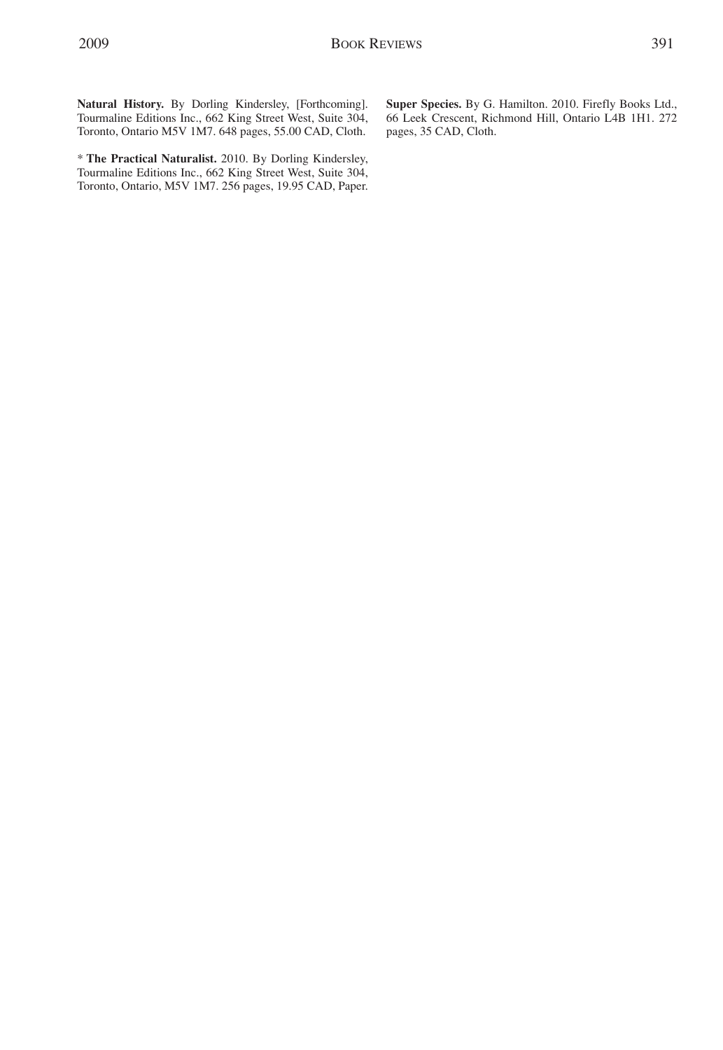**Natural History.** By Dorling Kindersley, [Forthcoming]. Tourmaline Editions Inc., 662 King Street West, Suite 304, Toronto, Ontario M5V 1M7. 648 pages, 55.00 CAD, Cloth.

* **The Practical Naturalist.** 2010. By Dorling Kindersley, Tourmaline Editions Inc., 662 King Street West, Suite 304, Toronto, Ontario, M5V 1M7. 256 pages, 19.95 CAD, Paper.

**Super Species.** By G. Hamilton. 2010. Firefly Books Ltd., 66 Leek Crescent, Richmond Hill, Ontario L4B 1H1. 272 pages, 35 CAD, Cloth.